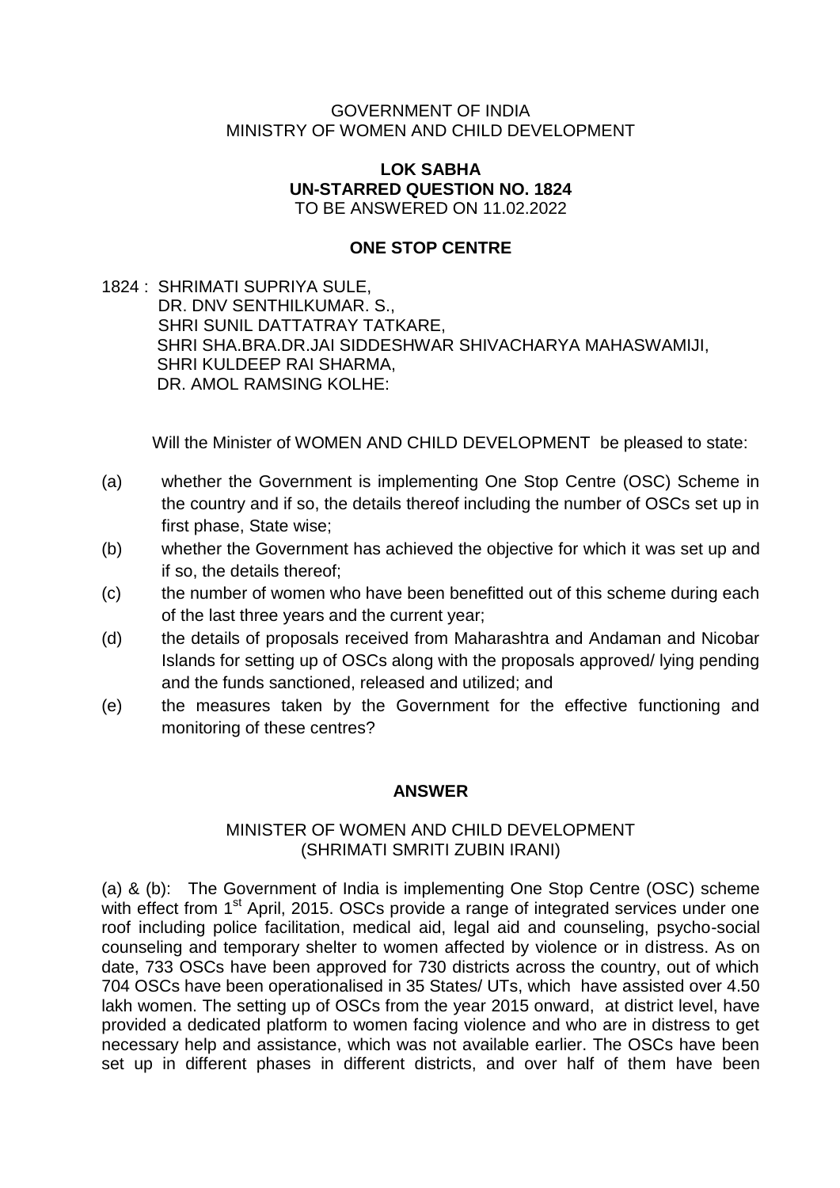GOVERNMENT OF INDIA
MINISTRY OF WOMEN AND CHILD DEVELOPMENT

**LOK SABHA**
**UN-STARRED QUESTION NO. 1824**
TO BE ANSWERED ON 11.02.2022

**ONE STOP CENTRE**

1824 : SHRIMATI SUPRIYA SULE,
DR. DNV SENTHILKUMAR. S.,
SHRI SUNIL DATTATRAY TATKARE,
SHRI SHA.BRA.DR.JAI SIDDESHWAR SHIVACHARYA MAHASWAMIJI,
SHRI KULDEEP RAI SHARMA,
DR. AMOL RAMSING KOLHE:

Will the Minister of WOMEN AND CHILD DEVELOPMENT be pleased to state:

(a) whether the Government is implementing One Stop Centre (OSC) Scheme in the country and if so, the details thereof including the number of OSCs set up in first phase, State wise;

(b) whether the Government has achieved the objective for which it was set up and if so, the details thereof;

(c) the number of women who have been benefitted out of this scheme during each of the last three years and the current year;

(d) the details of proposals received from Maharashtra and Andaman and Nicobar Islands for setting up of OSCs along with the proposals approved/ lying pending and the funds sanctioned, released and utilized; and

(e) the measures taken by the Government for the effective functioning and monitoring of these centres?

**ANSWER**

MINISTER OF WOMEN AND CHILD DEVELOPMENT
(SHRIMATI SMRITI ZUBIN IRANI)

(a) & (b): The Government of India is implementing One Stop Centre (OSC) scheme with effect from 1st April, 2015. OSCs provide a range of integrated services under one roof including police facilitation, medical aid, legal aid and counseling, psycho-social counseling and temporary shelter to women affected by violence or in distress. As on date, 733 OSCs have been approved for 730 districts across the country, out of which 704 OSCs have been operationalised in 35 States/ UTs, which have assisted over 4.50 lakh women. The setting up of OSCs from the year 2015 onward, at district level, have provided a dedicated platform to women facing violence and who are in distress to get necessary help and assistance, which was not available earlier. The OSCs have been set up in different phases in different districts, and over half of them have been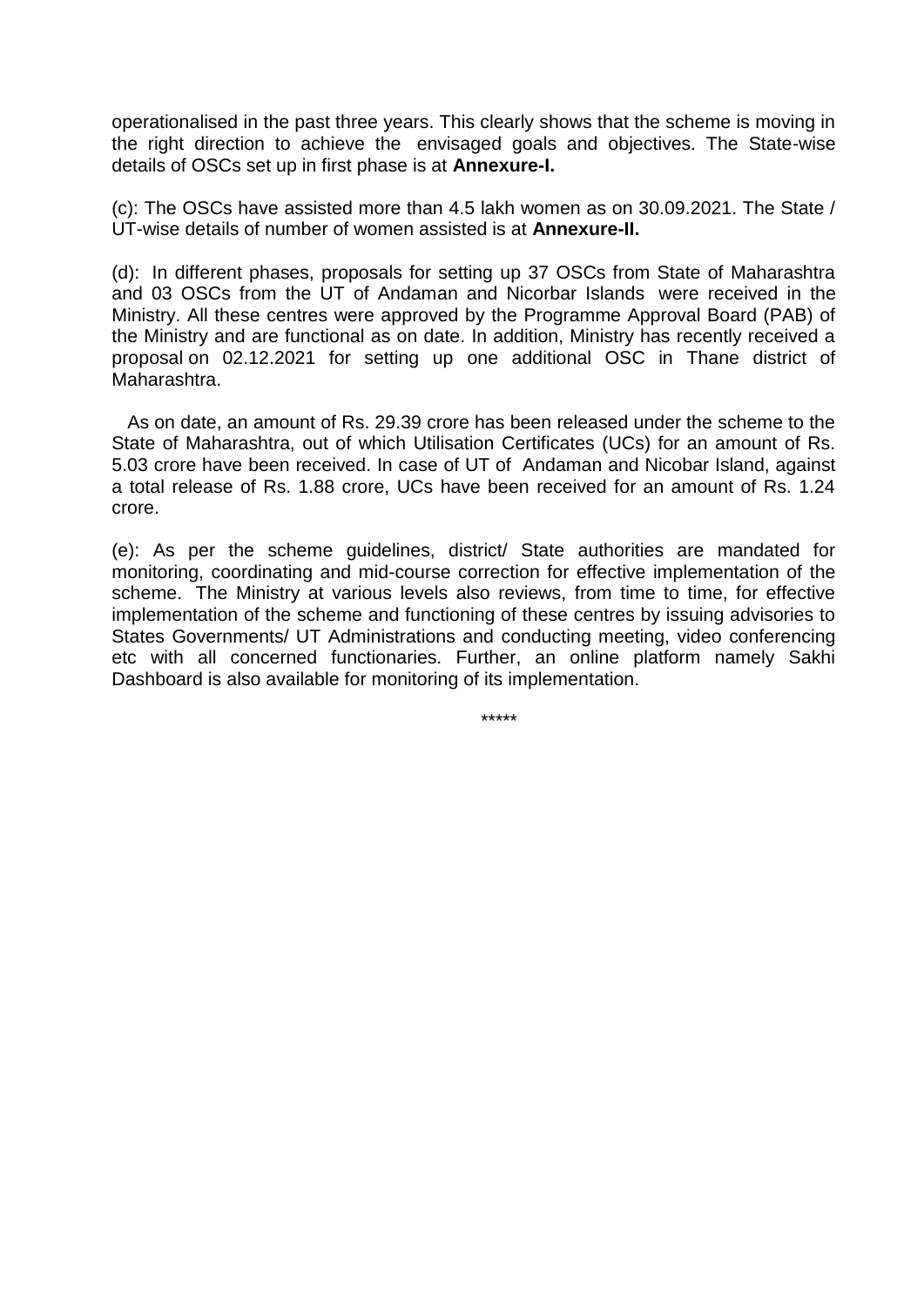operationalised in the past three years. This clearly shows that the scheme is moving in the right direction to achieve the envisaged goals and objectives. The State-wise details of OSCs set up in first phase is at **Annexure-I.**

(c): The OSCs have assisted more than 4.5 lakh women as on 30.09.2021. The State / UT-wise details of number of women assisted is at **Annexure-II.**

(d): In different phases, proposals for setting up 37 OSCs from State of Maharashtra and 03 OSCs from the UT of Andaman and Nicorbar Islands were received in the Ministry. All these centres were approved by the Programme Approval Board (PAB) of the Ministry and are functional as on date. In addition, Ministry has recently received a proposal on 02.12.2021 for setting up one additional OSC in Thane district of Maharashtra.

As on date, an amount of Rs. 29.39 crore has been released under the scheme to the State of Maharashtra, out of which Utilisation Certificates (UCs) for an amount of Rs. 5.03 crore have been received. In case of UT of Andaman and Nicobar Island, against a total release of Rs. 1.88 crore, UCs have been received for an amount of Rs. 1.24 crore.

(e): As per the scheme guidelines, district/ State authorities are mandated for monitoring, coordinating and mid-course correction for effective implementation of the scheme. The Ministry at various levels also reviews, from time to time, for effective implementation of the scheme and functioning of these centres by issuing advisories to States Governments/ UT Administrations and conducting meeting, video conferencing etc with all concerned functionaries. Further, an online platform namely Sakhi Dashboard is also available for monitoring of its implementation.

*****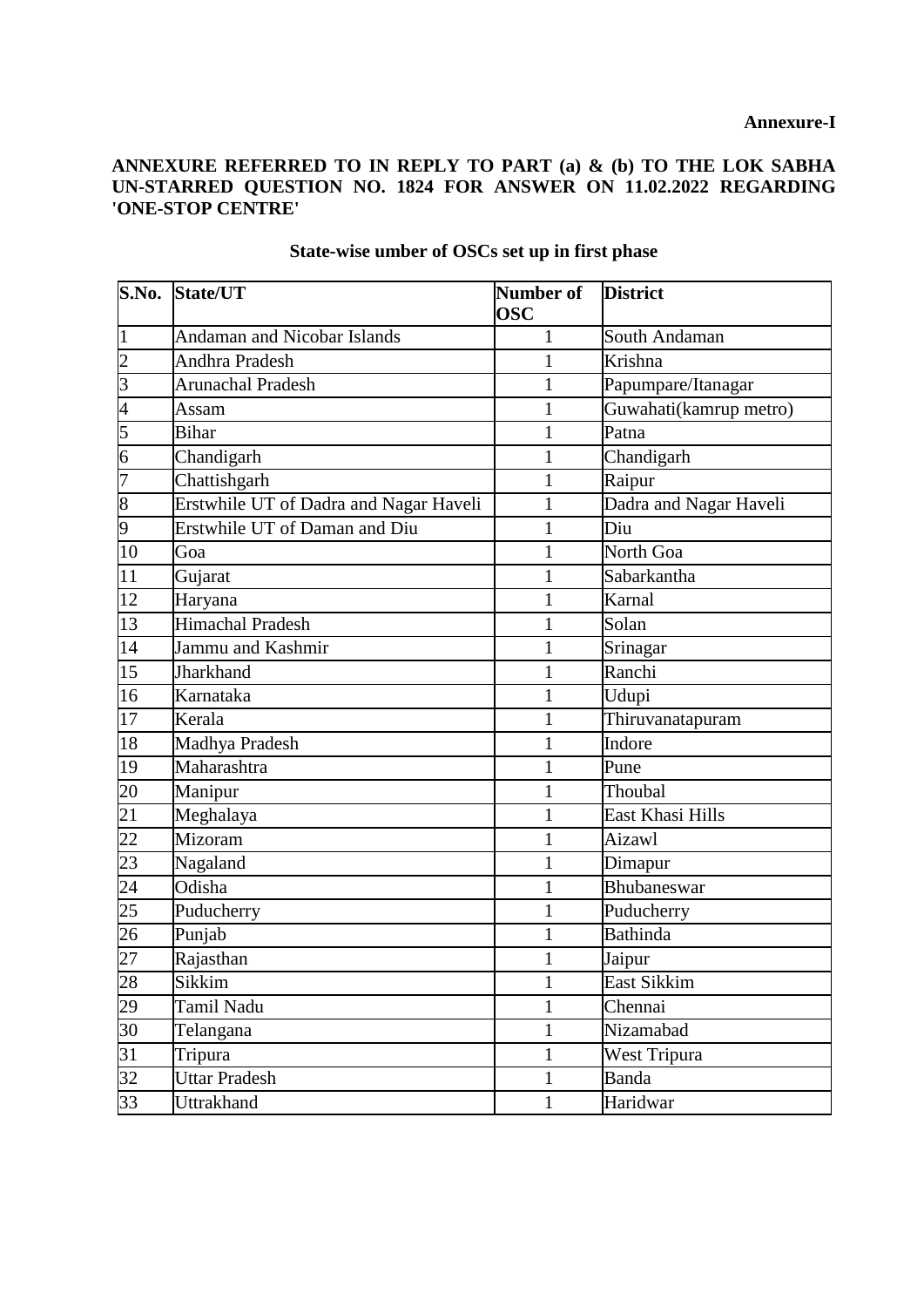**Annexure-I**

**ANNEXURE REFERRED TO IN REPLY TO PART (a) & (b) TO THE LOK SABHA UN-STARRED QUESTION NO. 1824 FOR ANSWER ON 11.02.2022 REGARDING 'ONE-STOP CENTRE'**

**State-wise umber of OSCs set up in first phase**

| S.No. | State/UT | Number of OSC | District |
|---|---|---|---|
| 1 | Andaman and Nicobar Islands | 1 | South Andaman |
| 2 | Andhra Pradesh | 1 | Krishna |
| 3 | Arunachal Pradesh | 1 | Papumpare/Itanagar |
| 4 | Assam | 1 | Guwahati(kamrup metro) |
| 5 | Bihar | 1 | Patna |
| 6 | Chandigarh | 1 | Chandigarh |
| 7 | Chattishgarh | 1 | Raipur |
| 8 | Erstwhile UT of Dadra and Nagar Haveli | 1 | Dadra and Nagar Haveli |
| 9 | Erstwhile UT of Daman and Diu | 1 | Diu |
| 10 | Goa | 1 | North Goa |
| 11 | Gujarat | 1 | Sabarkantha |
| 12 | Haryana | 1 | Karnal |
| 13 | Himachal Pradesh | 1 | Solan |
| 14 | Jammu and Kashmir | 1 | Srinagar |
| 15 | Jharkhand | 1 | Ranchi |
| 16 | Karnataka | 1 | Udupi |
| 17 | Kerala | 1 | Thiruvanatapuram |
| 18 | Madhya Pradesh | 1 | Indore |
| 19 | Maharashtra | 1 | Pune |
| 20 | Manipur | 1 | Thoubal |
| 21 | Meghalaya | 1 | East Khasi Hills |
| 22 | Mizoram | 1 | Aizawl |
| 23 | Nagaland | 1 | Dimapur |
| 24 | Odisha | 1 | Bhubaneswar |
| 25 | Puducherry | 1 | Puducherry |
| 26 | Punjab | 1 | Bathinda |
| 27 | Rajasthan | 1 | Jaipur |
| 28 | Sikkim | 1 | East Sikkim |
| 29 | Tamil Nadu | 1 | Chennai |
| 30 | Telangana | 1 | Nizamabad |
| 31 | Tripura | 1 | West Tripura |
| 32 | Uttar Pradesh | 1 | Banda |
| 33 | Uttrakhand | 1 | Haridwar |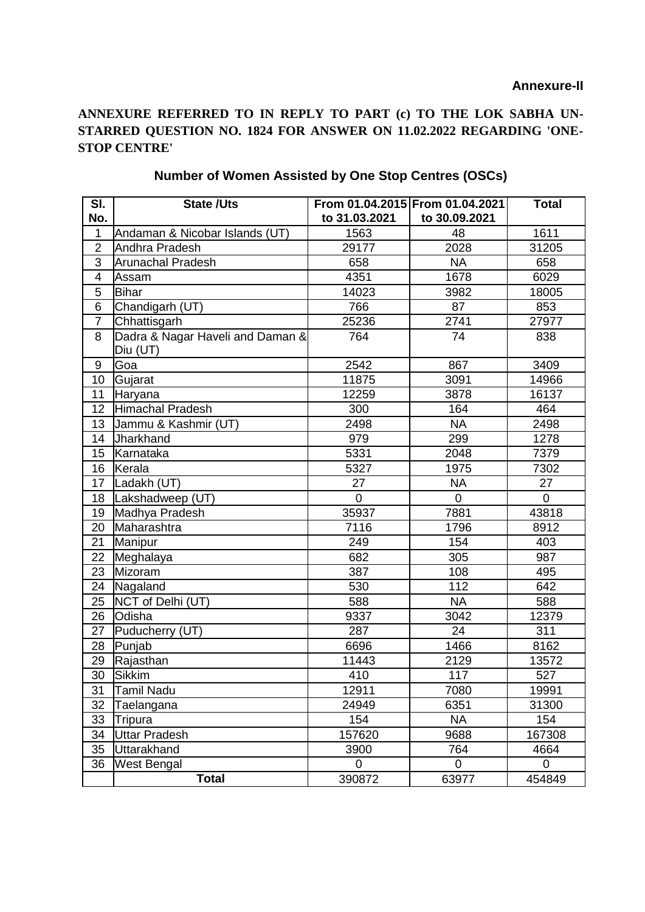**Annexure-II**

**ANNEXURE REFERRED TO IN REPLY TO PART (c) TO THE LOK SABHA UN-STARRED QUESTION NO. 1824 FOR ANSWER ON 11.02.2022 REGARDING 'ONE-STOP CENTRE'**

## Number of Women Assisted by One Stop Centres (OSCs)

| Sl. No. | State /Uts | From 01.04.2015 to 31.03.2021 | From 01.04.2021 to 30.09.2021 | Total |
|---|---|---|---|---|
| 1 | Andaman & Nicobar Islands (UT) | 1563 | 48 | 1611 |
| 2 | Andhra Pradesh | 29177 | 2028 | 31205 |
| 3 | Arunachal Pradesh | 658 | NA | 658 |
| 4 | Assam | 4351 | 1678 | 6029 |
| 5 | Bihar | 14023 | 3982 | 18005 |
| 6 | Chandigarh (UT) | 766 | 87 | 853 |
| 7 | Chhattisgarh | 25236 | 2741 | 27977 |
| 8 | Dadra & Nagar Haveli and Daman & Diu (UT) | 764 | 74 | 838 |
| 9 | Goa | 2542 | 867 | 3409 |
| 10 | Gujarat | 11875 | 3091 | 14966 |
| 11 | Haryana | 12259 | 3878 | 16137 |
| 12 | Himachal Pradesh | 300 | 164 | 464 |
| 13 | Jammu & Kashmir (UT) | 2498 | NA | 2498 |
| 14 | Jharkhand | 979 | 299 | 1278 |
| 15 | Karnataka | 5331 | 2048 | 7379 |
| 16 | Kerala | 5327 | 1975 | 7302 |
| 17 | Ladakh (UT) | 27 | NA | 27 |
| 18 | Lakshadweep (UT) | 0 | 0 | 0 |
| 19 | Madhya Pradesh | 35937 | 7881 | 43818 |
| 20 | Maharashtra | 7116 | 1796 | 8912 |
| 21 | Manipur | 249 | 154 | 403 |
| 22 | Meghalaya | 682 | 305 | 987 |
| 23 | Mizoram | 387 | 108 | 495 |
| 24 | Nagaland | 530 | 112 | 642 |
| 25 | NCT of Delhi (UT) | 588 | NA | 588 |
| 26 | Odisha | 9337 | 3042 | 12379 |
| 27 | Puducherry (UT) | 287 | 24 | 311 |
| 28 | Punjab | 6696 | 1466 | 8162 |
| 29 | Rajasthan | 11443 | 2129 | 13572 |
| 30 | Sikkim | 410 | 117 | 527 |
| 31 | Tamil Nadu | 12911 | 7080 | 19991 |
| 32 | Taelangana | 24949 | 6351 | 31300 |
| 33 | Tripura | 154 | NA | 154 |
| 34 | Uttar Pradesh | 157620 | 9688 | 167308 |
| 35 | Uttarakhand | 3900 | 764 | 4664 |
| 36 | West Bengal | 0 | 0 | 0 |
| | **Total** | 390872 | 63977 | 454849 |